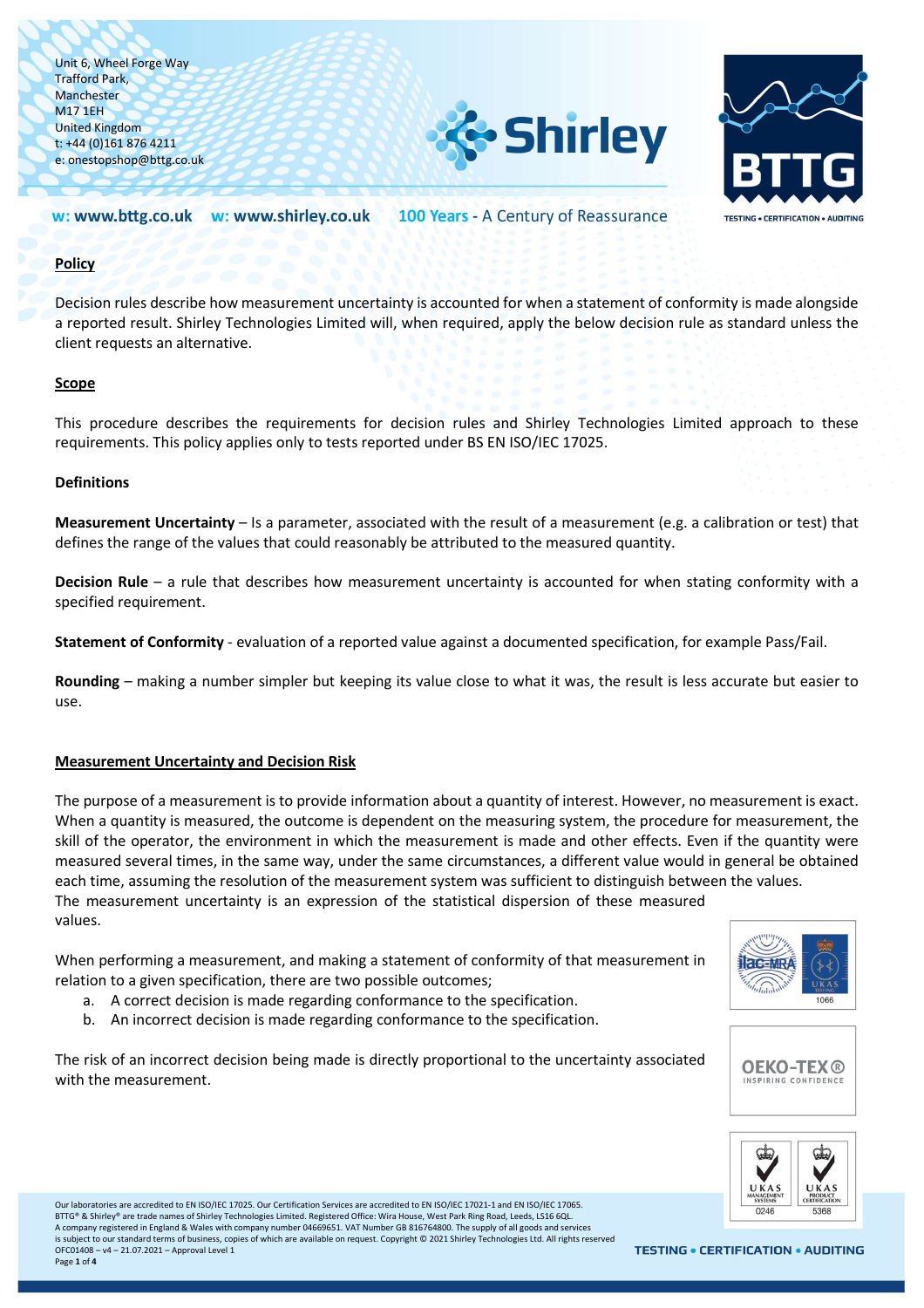## Policy

Decision rules describe how measurement uncertainty is accounted for when a statement of conformity is made alongside a reported result. Shirley Technologies Limited will, when required, apply the below decision rule as standard unless the client requests an alternative.

## Scope

This procedure describes the requirements for decision rules and Shirley Technologies Limited approach to these requirements. This policy applies only to tests reported under BS EN ISO/IEC 17025.

## Definitions

**Measurement Uncertainty** – Is a parameter, associated with the result of a measurement (e.g. a calibration or test) that defines the range of the values that could reasonably be attributed to the measured quantity.

**Decision Rule** – a rule that describes how measurement uncertainty is accounted for when stating conformity with a specified requirement.

**Statement of Conformity** - evaluation of a reported value against a documented specification, for example Pass/Fail.

**Rounding** – making a number simpler but keeping its value close to what it was, the result is less accurate but easier to use.

## Measurement Uncertainty and Decision Risk

The purpose of a measurement is to provide information about a quantity of interest. However, no measurement is exact. When a quantity is measured, the outcome is dependent on the measuring system, the procedure for measurement, the skill of the operator, the environment in which the measurement is made and other effects. Even if the quantity were measured several times, in the same way, under the same circumstances, a different value would in general be obtained each time, assuming the resolution of the measurement system was sufficient to distinguish between the values.
The measurement uncertainty is an expression of the statistical dispersion of these measured values.

When performing a measurement, and making a statement of conformity of that measurement in relation to a given specification, there are two possible outcomes;

a. A correct decision is made regarding conformance to the specification.
b. An incorrect decision is made regarding conformance to the specification.

The risk of an incorrect decision being made is directly proportional to the uncertainty associated with the measurement.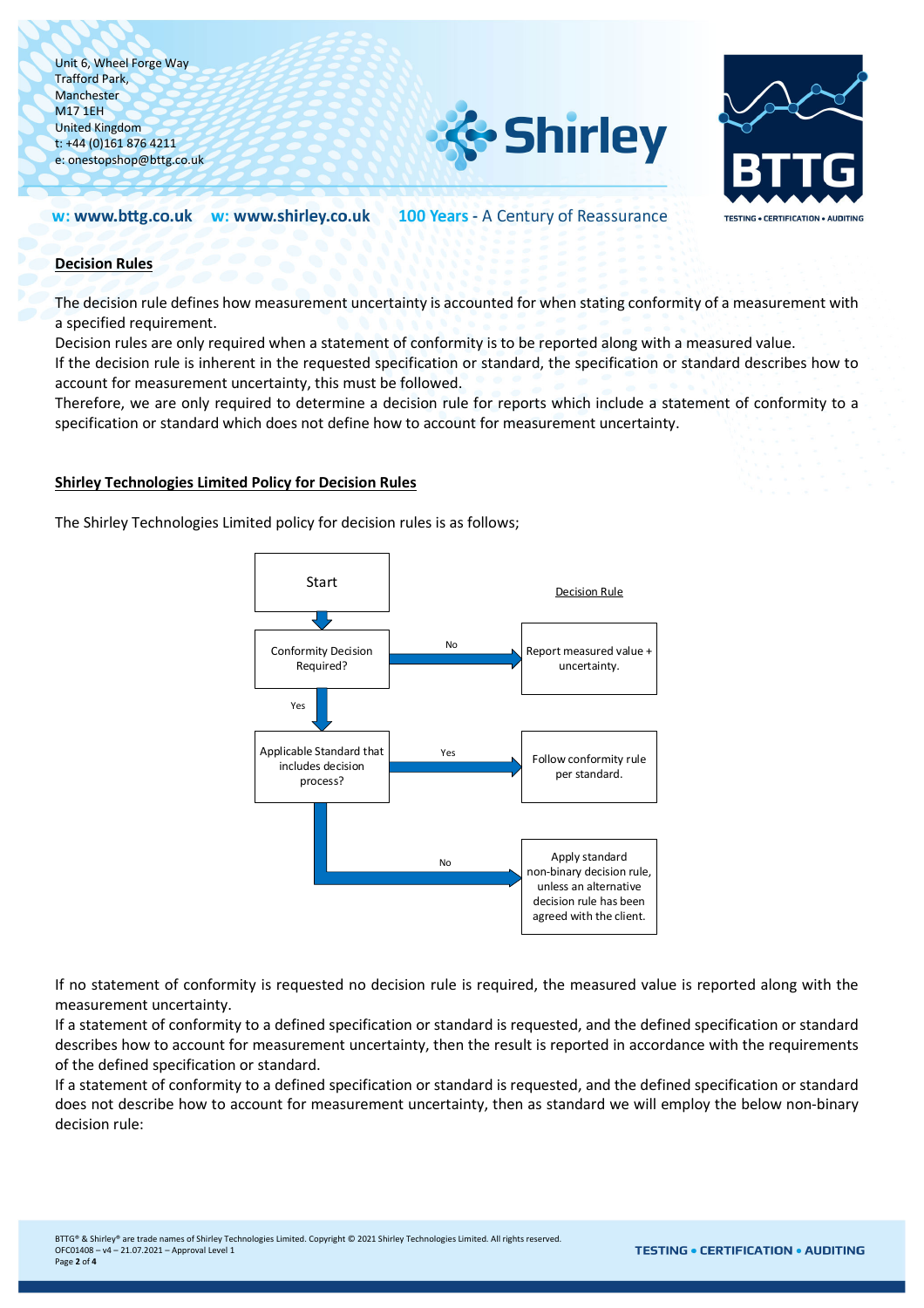## Decision Rules

The decision rule defines how measurement uncertainty is accounted for when stating conformity of a measurement with a specified requirement.
Decision rules are only required when a statement of conformity is to be reported along with a measured value.
If the decision rule is inherent in the requested specification or standard, the specification or standard describes how to account for measurement uncertainty, this must be followed.
Therefore, we are only required to determine a decision rule for reports which include a statement of conformity to a specification or standard which does not define how to account for measurement uncertainty.

## Shirley Technologies Limited Policy for Decision Rules

The Shirley Technologies Limited policy for decision rules is as follows;

- Start
- Conformity Decision Required?
  - No → **Decision Rule:** Report measured value + uncertainty.
  - Yes → Applicable Standard that includes decision process?
    - Yes → Follow conformity rule per standard.
    - No → Apply standard non-binary decision rule, unless an alternative decision rule has been agreed with the client.

If no statement of conformity is requested no decision rule is required, the measured value is reported along with the measurement uncertainty.
If a statement of conformity to a defined specification or standard is requested, and the defined specification or standard describes how to account for measurement uncertainty, then the result is reported in accordance with the requirements of the defined specification or standard.
If a statement of conformity to a defined specification or standard is requested, and the defined specification or standard does not describe how to account for measurement uncertainty, then as standard we will employ the below non-binary decision rule: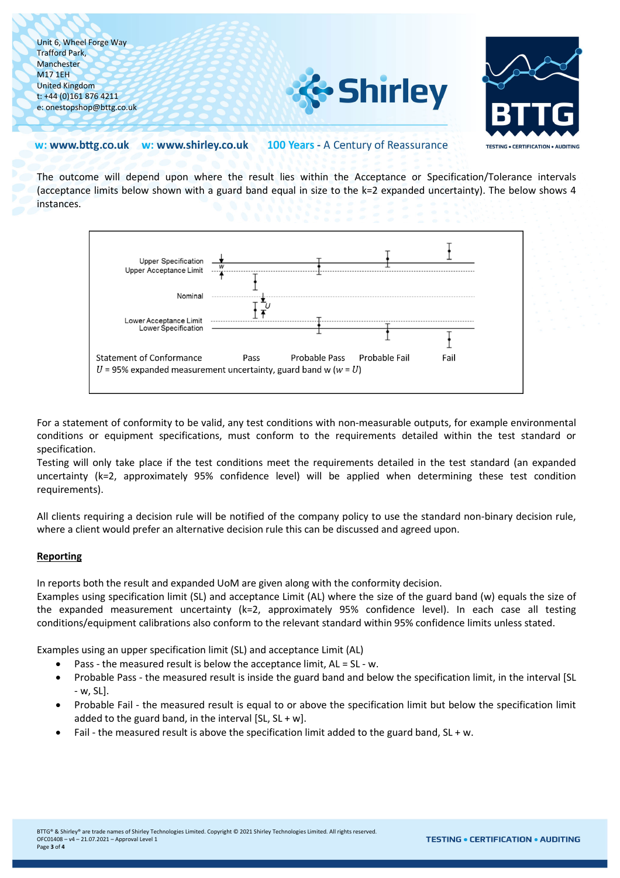The outcome will depend upon where the result lies within the Acceptance or Specification/Tolerance intervals (acceptance limits below shown with a guard band equal in size to the k=2 expanded uncertainty). The below shows 4 instances.

Upper Specification
Upper Acceptance Limit

Nominal

Lower Acceptance Limit
Lower Specification

Statement of Conformance — Pass — Probable Pass — Probable Fail — Fail

$U$ = 95% expanded measurement uncertainty, guard band w ($w = U$)

For a statement of conformity to be valid, any test conditions with non-measurable outputs, for example environmental conditions or equipment specifications, must conform to the requirements detailed within the test standard or specification.

Testing will only take place if the test conditions meet the requirements detailed in the test standard (an expanded uncertainty (k=2, approximately 95% confidence level) will be applied when determining these test condition requirements).

All clients requiring a decision rule will be notified of the company policy to use the standard non-binary decision rule, where a client would prefer an alternative decision rule this can be discussed and agreed upon.

## Reporting

In reports both the result and expanded UoM are given along with the conformity decision.

Examples using specification limit (SL) and acceptance Limit (AL) where the size of the guard band (w) equals the size of the expanded measurement uncertainty (k=2, approximately 95% confidence level). In each case all testing conditions/equipment calibrations also conform to the relevant standard within 95% confidence limits unless stated.

Examples using an upper specification limit (SL) and acceptance Limit (AL)

- Pass - the measured result is below the acceptance limit, AL = SL - w.
- Probable Pass - the measured result is inside the guard band and below the specification limit, in the interval [SL - w, SL].
- Probable Fail - the measured result is equal to or above the specification limit but below the specification limit added to the guard band, in the interval [SL, SL + w].
- Fail - the measured result is above the specification limit added to the guard band, SL + w.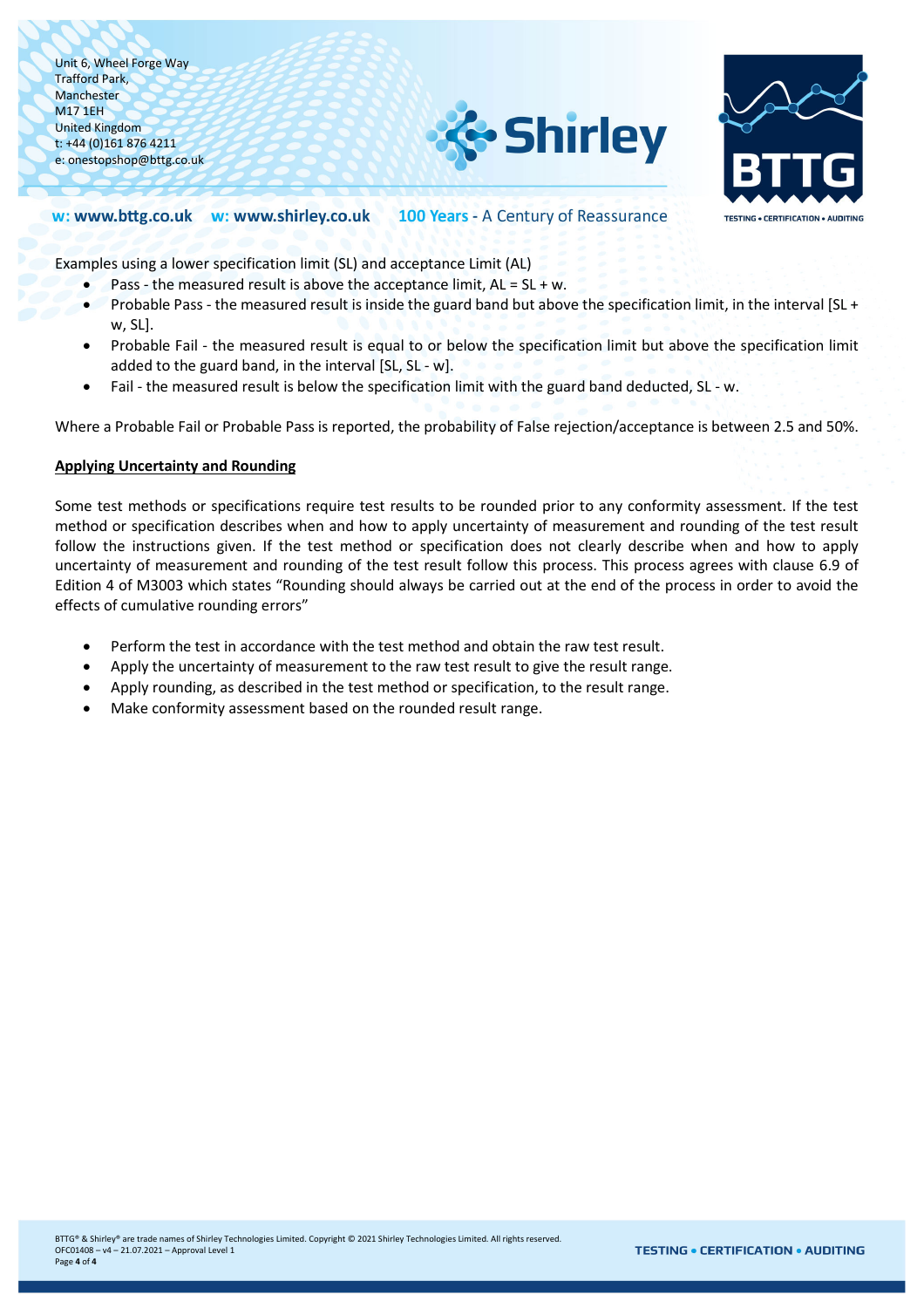Examples using a lower specification limit (SL) and acceptance Limit (AL)

- Pass - the measured result is above the acceptance limit, AL = SL + w.
- Probable Pass - the measured result is inside the guard band but above the specification limit, in the interval [SL + w, SL].
- Probable Fail - the measured result is equal to or below the specification limit but above the specification limit added to the guard band, in the interval [SL, SL - w].
- Fail - the measured result is below the specification limit with the guard band deducted, SL - w.

Where a Probable Fail or Probable Pass is reported, the probability of False rejection/acceptance is between 2.5 and 50%.

**Applying Uncertainty and Rounding**

Some test methods or specifications require test results to be rounded prior to any conformity assessment. If the test method or specification describes when and how to apply uncertainty of measurement and rounding of the test result follow the instructions given. If the test method or specification does not clearly describe when and how to apply uncertainty of measurement and rounding of the test result follow this process. This process agrees with clause 6.9 of Edition 4 of M3003 which states "Rounding should always be carried out at the end of the process in order to avoid the effects of cumulative rounding errors"

- Perform the test in accordance with the test method and obtain the raw test result.
- Apply the uncertainty of measurement to the raw test result to give the result range.
- Apply rounding, as described in the test method or specification, to the result range.
- Make conformity assessment based on the rounded result range.